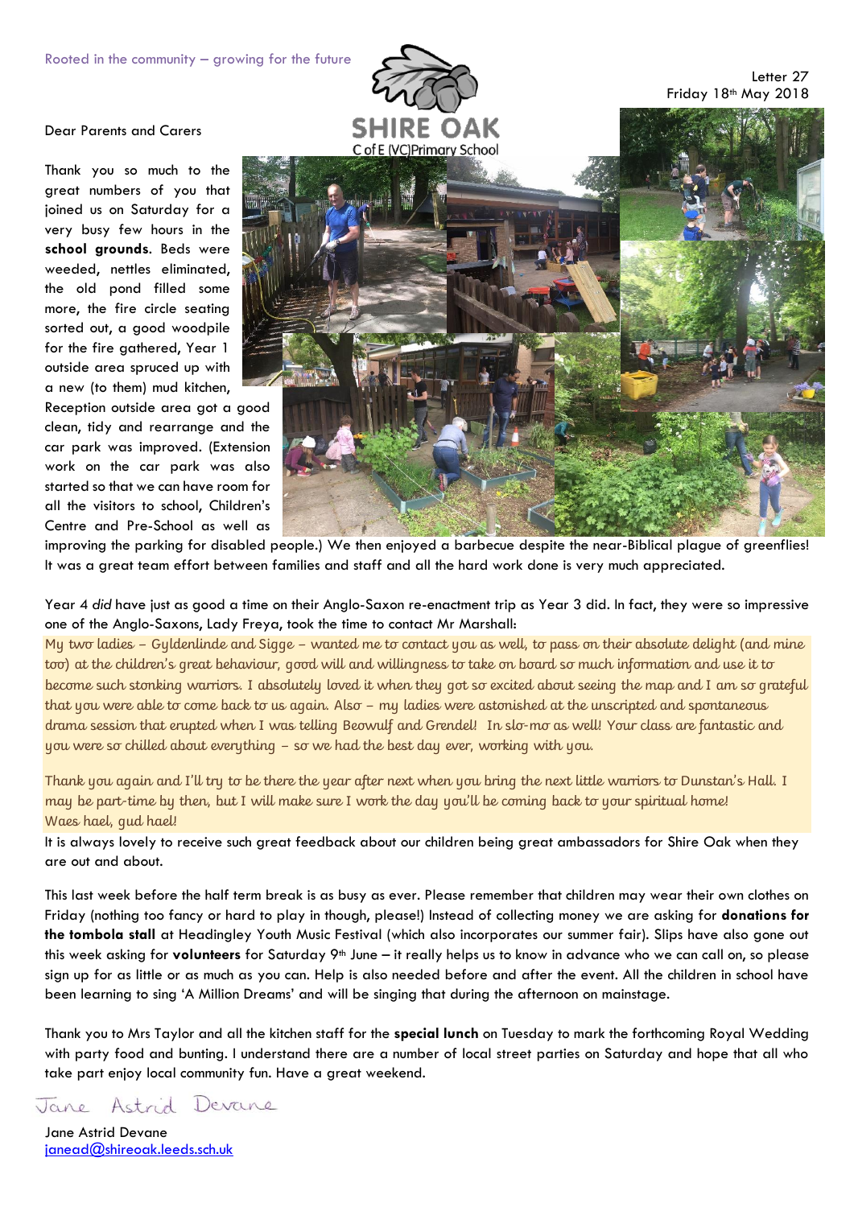Rooted in the community – growing for the future

SHIRE OAK
C of E (VC) Primary School

Letter 27
Friday 18th May 2018

Dear Parents and Carers

Thank you so much to the great numbers of you that joined us on Saturday for a very busy few hours in the **school grounds**. Beds were weeded, nettles eliminated, the old pond filled some more, the fire circle seating sorted out, a good woodpile for the fire gathered, Year 1 outside area spruced up with a new (to them) mud kitchen, Reception outside area got a good clean, tidy and rearrange and the car park was improved. (Extension work on the car park was also started so that we can have room for all the visitors to school, Children's Centre and Pre-School as well as improving the parking for disabled people.) We then enjoyed a barbecue despite the near-Biblical plague of greenflies! It was a great team effort between families and staff and all the hard work done is very much appreciated.

Year 4 *did* have just as good a time on their Anglo-Saxon re-enactment trip as Year 3 did. In fact, they were so impressive one of the Anglo-Saxons, Lady Freya, took the time to contact Mr Marshall:

My two ladies – Gyldenlinde and Sigge – wanted me to contact you as well, to pass on their absolute delight (and mine too) at the children's great behaviour, good will and willingness to take on board so much information and use it to become such stonking warriors. I absolutely loved it when they got so excited about seeing the map and I am so grateful that you were able to come back to us again. Also – my ladies were astonished at the unscripted and spontaneous drama session that erupted when I was telling Beowulf and Grendel! In slo-mo as well! Your class are fantastic and you were so chilled about everything – so we had the best day ever, working with you.

Thank you again and I'll try to be there the year after next when you bring the next little warriors to Dunstan's Hall. I may be part-time by then, but I will make sure I work the day you'll be coming back to your spiritual home!
Waes hael, gud hael!

It is always lovely to receive such great feedback about our children being great ambassadors for Shire Oak when they are out and about.

This last week before the half term break is as busy as ever. Please remember that children may wear their own clothes on Friday (nothing too fancy or hard to play in though, please!) Instead of collecting money we are asking for **donations for the tombola stall** at Headingley Youth Music Festival (which also incorporates our summer fair). Slips have also gone out this week asking for **volunteers** for Saturday 9th June – it really helps us to know in advance who we can call on, so please sign up for as little or as much as you can. Help is also needed before and after the event. All the children in school have been learning to sing 'A Million Dreams' and will be singing that during the afternoon on mainstage.

Thank you to Mrs Taylor and all the kitchen staff for the **special lunch** on Tuesday to mark the forthcoming Royal Wedding with party food and bunting. I understand there are a number of local street parties on Saturday and hope that all who take part enjoy local community fun. Have a great weekend.

Jane Astrid Devane

Jane Astrid Devane
janead@shireoak.leeds.sch.uk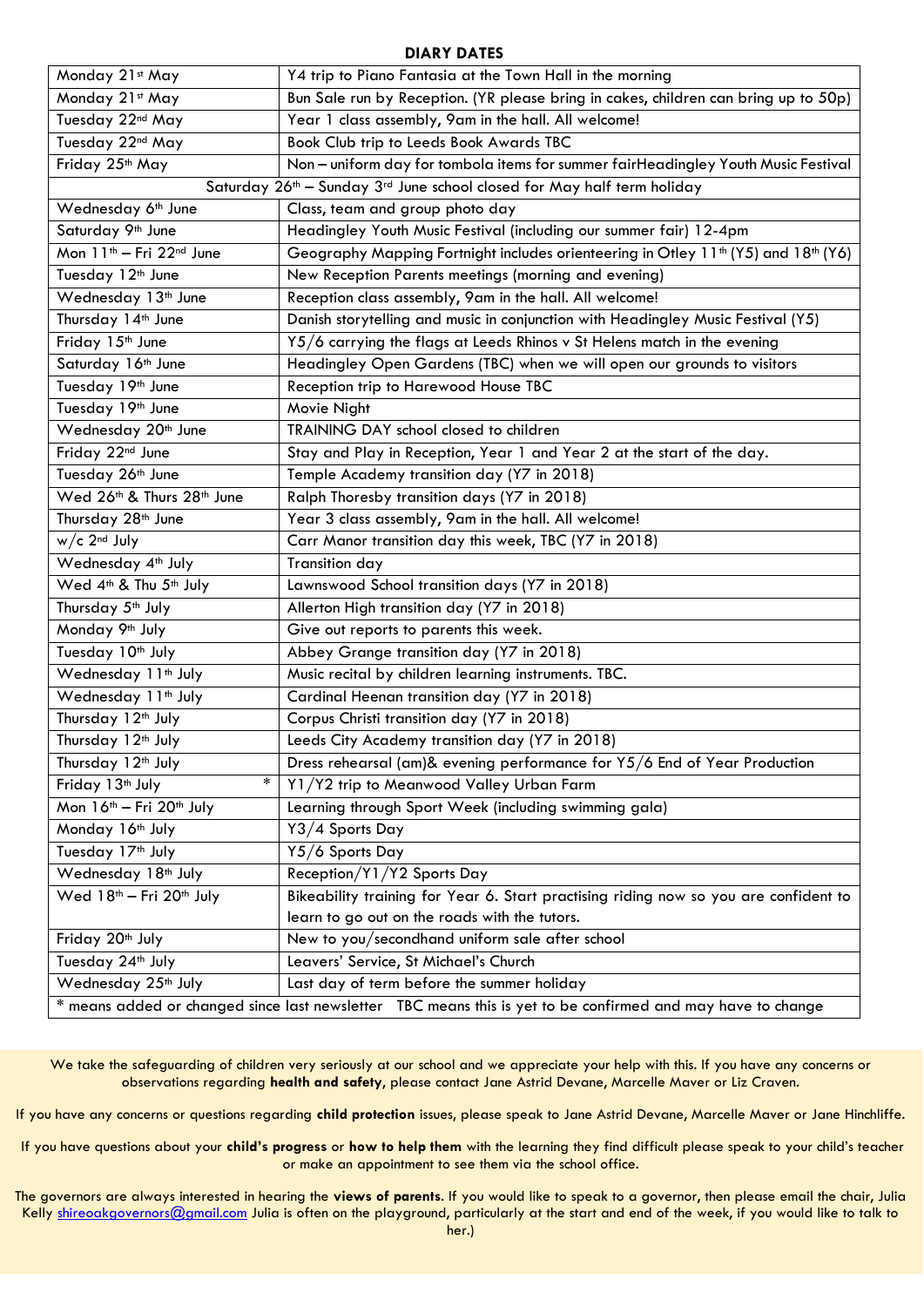**DIARY DATES**

| | |
|---|---|
| Monday 21st May | Y4 trip to Piano Fantasia at the Town Hall in the morning |
| Monday 21st May | Bun Sale run by Reception. (YR please bring in cakes, children can bring up to 50p) |
| Tuesday 22nd May | Year 1 class assembly, 9am in the hall. All welcome! |
| Tuesday 22nd May | Book Club trip to Leeds Book Awards TBC |
| Friday 25th May | Non – uniform day for tombola items for summer fairHeadingley Youth Music Festival |
| Saturday 26th – Sunday 3rd June school closed for May half term holiday | |
| Wednesday 6th June | Class, team and group photo day |
| Saturday 9th June | Headingley Youth Music Festival (including our summer fair) 12-4pm |
| Mon 11th – Fri 22nd June | Geography Mapping Fortnight includes orienteering in Otley 11th (Y5) and 18th (Y6) |
| Tuesday 12th June | New Reception Parents meetings (morning and evening) |
| Wednesday 13th June | Reception class assembly, 9am in the hall. All welcome! |
| Thursday 14th June | Danish storytelling and music in conjunction with Headingley Music Festival (Y5) |
| Friday 15th June | Y5/6 carrying the flags at Leeds Rhinos v St Helens match in the evening |
| Saturday 16th June | Headingley Open Gardens (TBC) when we will open our grounds to visitors |
| Tuesday 19th June | Reception trip to Harewood House TBC |
| Tuesday 19th June | Movie Night |
| Wednesday 20th June | TRAINING DAY school closed to children |
| Friday 22nd June | Stay and Play in Reception, Year 1 and Year 2 at the start of the day. |
| Tuesday 26th June | Temple Academy transition day (Y7 in 2018) |
| Wed 26th & Thurs 28th June | Ralph Thoresby transition days (Y7 in 2018) |
| Thursday 28th June | Year 3 class assembly, 9am in the hall. All welcome! |
| w/c 2nd July | Carr Manor transition day this week, TBC (Y7 in 2018) |
| Wednesday 4th July | Transition day |
| Wed 4th & Thu 5th July | Lawnswood School transition days (Y7 in 2018) |
| Thursday 5th July | Allerton High transition day (Y7 in 2018) |
| Monday 9th July | Give out reports to parents this week. |
| Tuesday 10th July | Abbey Grange transition day (Y7 in 2018) |
| Wednesday 11th July | Music recital by children learning instruments. TBC. |
| Wednesday 11th July | Cardinal Heenan transition day (Y7 in 2018) |
| Thursday 12th July | Corpus Christi transition day (Y7 in 2018) |
| Thursday 12th July | Leeds City Academy transition day (Y7 in 2018) |
| Thursday 12th July | Dress rehearsal (am)& evening performance for Y5/6 End of Year Production |
| Friday 13th July * | Y1/Y2 trip to Meanwood Valley Urban Farm |
| Mon 16th – Fri 20th July | Learning through Sport Week (including swimming gala) |
| Monday 16th July | Y3/4 Sports Day |
| Tuesday 17th July | Y5/6 Sports Day |
| Wednesday 18th July | Reception/Y1/Y2 Sports Day |
| Wed 18th – Fri 20th July | Bikeability training for Year 6. Start practising riding now so you are confident to learn to go out on the roads with the tutors. |
| Friday 20th July | New to you/secondhand uniform sale after school |
| Tuesday 24th July | Leavers' Service, St Michael's Church |
| Wednesday 25th July | Last day of term before the summer holiday |
| * means added or changed since last newsletter TBC means this is yet to be confirmed and may have to change | |

We take the safeguarding of children very seriously at our school and we appreciate your help with this. If you have any concerns or observations regarding **health and safety**, please contact Jane Astrid Devane, Marcelle Maver or Liz Craven.

If you have any concerns or questions regarding **child protection** issues, please speak to Jane Astrid Devane, Marcelle Maver or Jane Hinchliffe.

If you have questions about your **child's progress** or **how to help them** with the learning they find difficult please speak to your child's teacher or make an appointment to see them via the school office.

The governors are always interested in hearing the **views of parents**. If you would like to speak to a governor, then please email the chair, Julia Kelly shireoakgovernors@gmail.com Julia is often on the playground, particularly at the start and end of the week, if you would like to talk to her.)